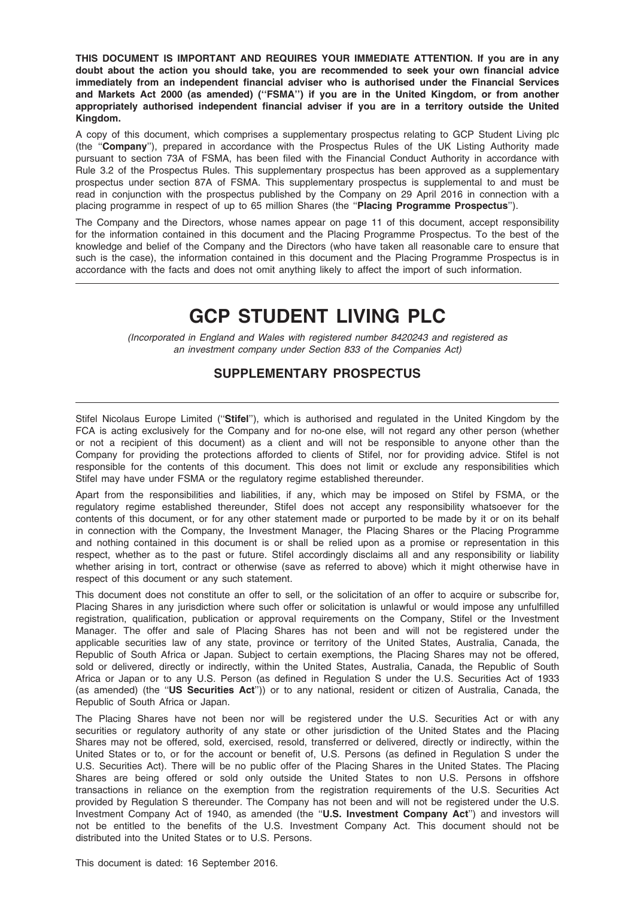**THIS DOCUMENT IS IMPORTANT AND REQUIRES YOUR IMMEDIATE ATTENTION. If you are in any doubt about the action you should take, you are recommended to seek your own financial advice immediately from an independent financial adviser who is authorised under the Financial Services and Markets Act 2000 (as amended) (''FSMA'') if you are in the United Kingdom, or from another appropriately authorised independent financial adviser if you are in a territory outside the United Kingdom.**

A copy of this document, which comprises a supplementary prospectus relating to GCP Student Living plc (the ''**Company**''), prepared in accordance with the Prospectus Rules of the UK Listing Authority made pursuant to section 73A of FSMA, has been filed with the Financial Conduct Authority in accordance with Rule 3.2 of the Prospectus Rules. This supplementary prospectus has been approved as a supplementary prospectus under section 87A of FSMA. This supplementary prospectus is supplemental to and must be read in conjunction with the prospectus published by the Company on 29 April 2016 in connection with a placing programme in respect of up to 65 million Shares (the ''**Placing Programme Prospectus**'').

The Company and the Directors, whose names appear on page 11 of this document, accept responsibility for the information contained in this document and the Placing Programme Prospectus. To the best of the knowledge and belief of the Company and the Directors (who have taken all reasonable care to ensure that such is the case), the information contained in this document and the Placing Programme Prospectus is in accordance with the facts and does not omit anything likely to affect the import of such information.

# GCP STUDENT LIVING PLC

*(Incorporated in England and Wales with registered number 8420243 and registered as an investment company under Section 833 of the Companies Act)*

## SUPPLEMENTARY PROSPECTUS

Stifel Nicolaus Europe Limited (''**Stifel**''), which is authorised and regulated in the United Kingdom by the FCA is acting exclusively for the Company and for no-one else, will not regard any other person (whether or not a recipient of this document) as a client and will not be responsible to anyone other than the Company for providing the protections afforded to clients of Stifel, nor for providing advice. Stifel is not responsible for the contents of this document. This does not limit or exclude any responsibilities which Stifel may have under FSMA or the regulatory regime established thereunder.

Apart from the responsibilities and liabilities, if any, which may be imposed on Stifel by FSMA, or the regulatory regime established thereunder, Stifel does not accept any responsibility whatsoever for the contents of this document, or for any other statement made or purported to be made by it or on its behalf in connection with the Company, the Investment Manager, the Placing Shares or the Placing Programme and nothing contained in this document is or shall be relied upon as a promise or representation in this respect, whether as to the past or future. Stifel accordingly disclaims all and any responsibility or liability whether arising in tort, contract or otherwise (save as referred to above) which it might otherwise have in respect of this document or any such statement.

This document does not constitute an offer to sell, or the solicitation of an offer to acquire or subscribe for, Placing Shares in any jurisdiction where such offer or solicitation is unlawful or would impose any unfulfilled registration, qualification, publication or approval requirements on the Company, Stifel or the Investment Manager. The offer and sale of Placing Shares has not been and will not be registered under the applicable securities law of any state, province or territory of the United States, Australia, Canada, the Republic of South Africa or Japan. Subject to certain exemptions, the Placing Shares may not be offered, sold or delivered, directly or indirectly, within the United States, Australia, Canada, the Republic of South Africa or Japan or to any U.S. Person (as defined in Regulation S under the U.S. Securities Act of 1933 (as amended) (the ''**US Securities Act**'')) or to any national, resident or citizen of Australia, Canada, the Republic of South Africa or Japan.

The Placing Shares have not been nor will be registered under the U.S. Securities Act or with any securities or regulatory authority of any state or other jurisdiction of the United States and the Placing Shares may not be offered, sold, exercised, resold, transferred or delivered, directly or indirectly, within the United States or to, or for the account or benefit of, U.S. Persons (as defined in Regulation S under the U.S. Securities Act). There will be no public offer of the Placing Shares in the United States. The Placing Shares are being offered or sold only outside the United States to non U.S. Persons in offshore transactions in reliance on the exemption from the registration requirements of the U.S. Securities Act provided by Regulation S thereunder. The Company has not been and will not be registered under the U.S. Investment Company Act of 1940, as amended (the ''**U.S. Investment Company Act**'') and investors will not be entitled to the benefits of the U.S. Investment Company Act. This document should not be distributed into the United States or to U.S. Persons.

This document is dated: 16 September 2016.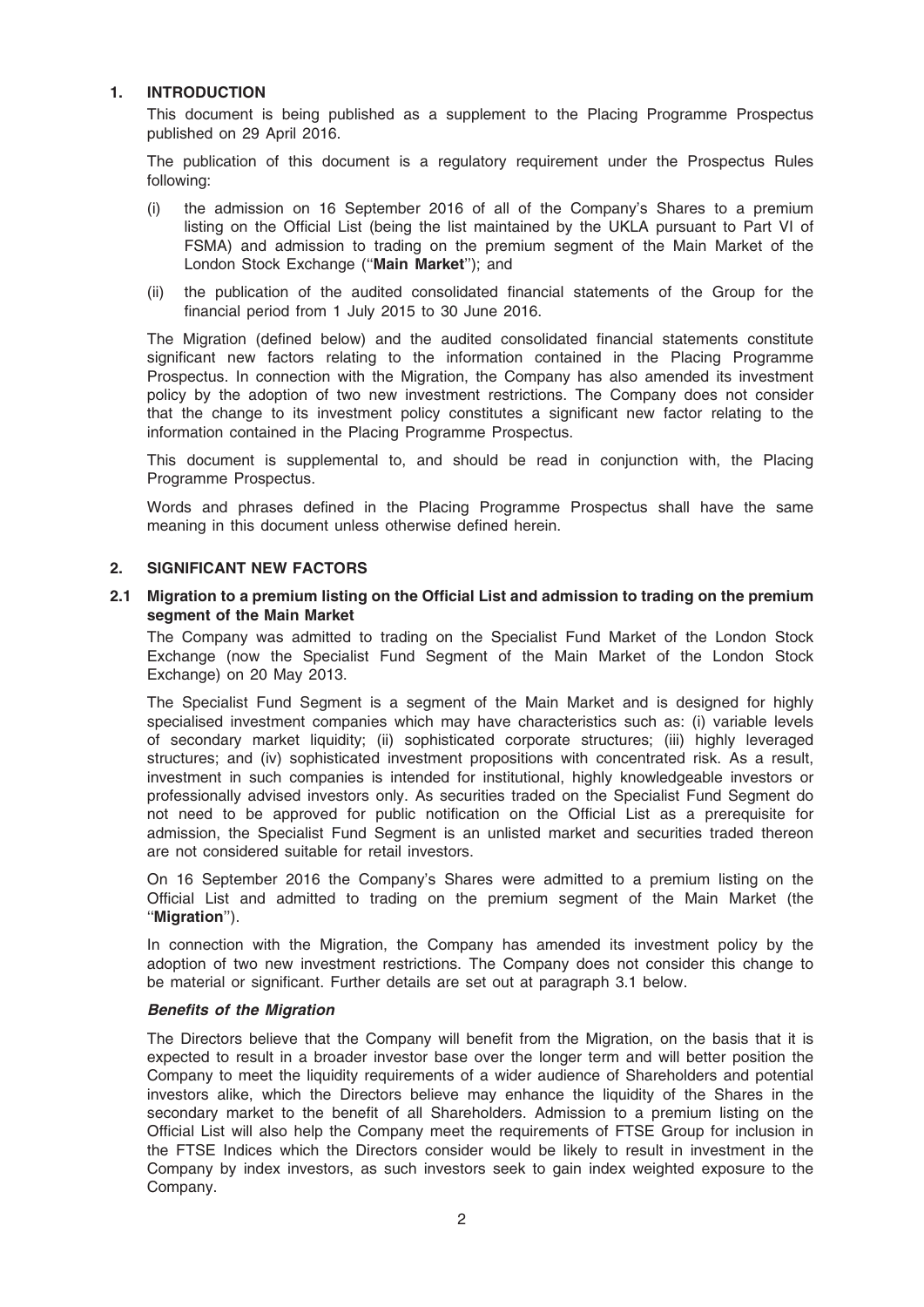## 1. INTRODUCTION

This document is being published as a supplement to the Placing Programme Prospectus published on 29 April 2016.

The publication of this document is a regulatory requirement under the Prospectus Rules following:

(i) the admission on 16 September 2016 of all of the Company's Shares to a premium listing on the Official List (being the list maintained by the UKLA pursuant to Part VI of FSMA) and admission to trading on the premium segment of the Main Market of the London Stock Exchange (''**Main Market**''); and

(ii) the publication of the audited consolidated financial statements of the Group for the financial period from 1 July 2015 to 30 June 2016.

The Migration (defined below) and the audited consolidated financial statements constitute significant new factors relating to the information contained in the Placing Programme Prospectus. In connection with the Migration, the Company has also amended its investment policy by the adoption of two new investment restrictions. The Company does not consider that the change to its investment policy constitutes a significant new factor relating to the information contained in the Placing Programme Prospectus.

This document is supplemental to, and should be read in conjunction with, the Placing Programme Prospectus.

Words and phrases defined in the Placing Programme Prospectus shall have the same meaning in this document unless otherwise defined herein.

## 2. SIGNIFICANT NEW FACTORS

### 2.1 Migration to a premium listing on the Official List and admission to trading on the premium segment of the Main Market

The Company was admitted to trading on the Specialist Fund Market of the London Stock Exchange (now the Specialist Fund Segment of the Main Market of the London Stock Exchange) on 20 May 2013.

The Specialist Fund Segment is a segment of the Main Market and is designed for highly specialised investment companies which may have characteristics such as: (i) variable levels of secondary market liquidity; (ii) sophisticated corporate structures; (iii) highly leveraged structures; and (iv) sophisticated investment propositions with concentrated risk. As a result, investment in such companies is intended for institutional, highly knowledgeable investors or professionally advised investors only. As securities traded on the Specialist Fund Segment do not need to be approved for public notification on the Official List as a prerequisite for admission, the Specialist Fund Segment is an unlisted market and securities traded thereon are not considered suitable for retail investors.

On 16 September 2016 the Company's Shares were admitted to a premium listing on the Official List and admitted to trading on the premium segment of the Main Market (the ''**Migration**'').

In connection with the Migration, the Company has amended its investment policy by the adoption of two new investment restrictions. The Company does not consider this change to be material or significant. Further details are set out at paragraph 3.1 below.

***Benefits of the Migration***

The Directors believe that the Company will benefit from the Migration, on the basis that it is expected to result in a broader investor base over the longer term and will better position the Company to meet the liquidity requirements of a wider audience of Shareholders and potential investors alike, which the Directors believe may enhance the liquidity of the Shares in the secondary market to the benefit of all Shareholders. Admission to a premium listing on the Official List will also help the Company meet the requirements of FTSE Group for inclusion in the FTSE Indices which the Directors consider would be likely to result in investment in the Company by index investors, as such investors seek to gain index weighted exposure to the Company.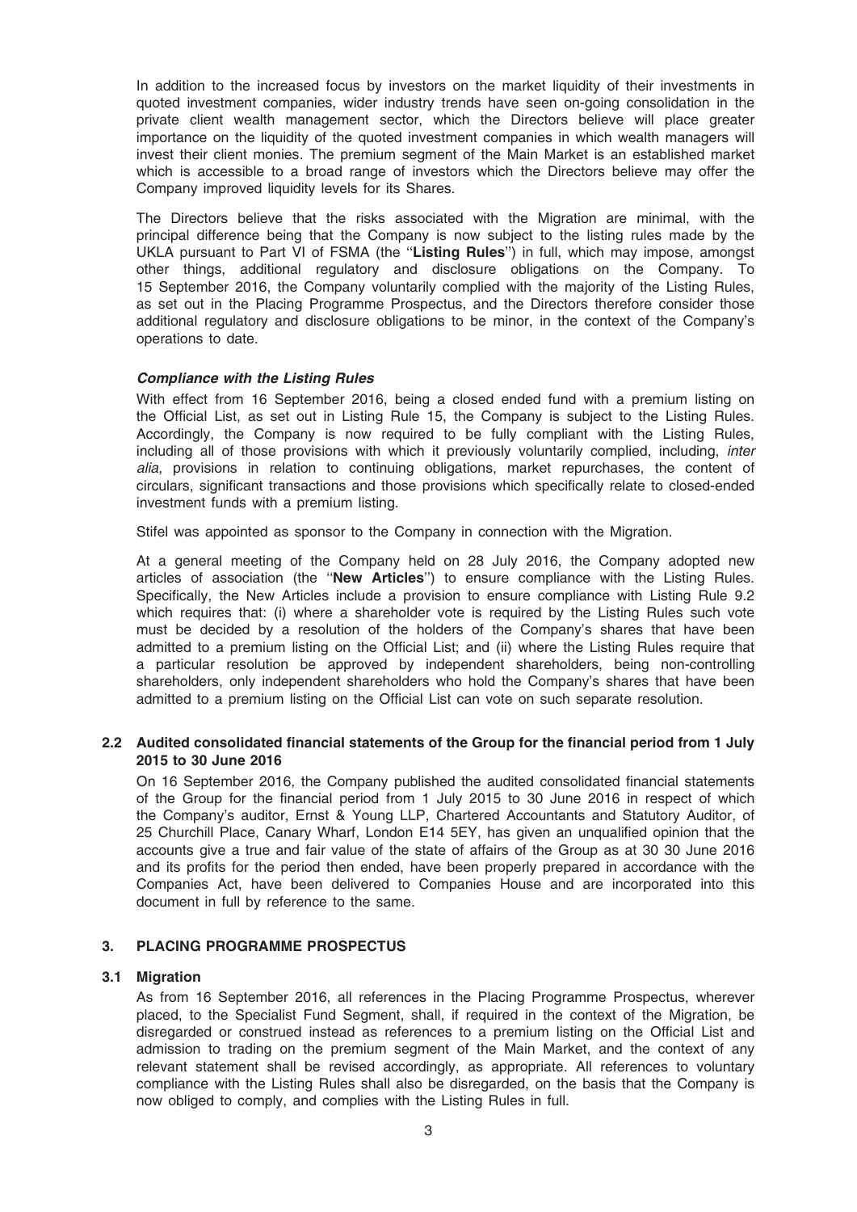In addition to the increased focus by investors on the market liquidity of their investments in quoted investment companies, wider industry trends have seen on-going consolidation in the private client wealth management sector, which the Directors believe will place greater importance on the liquidity of the quoted investment companies in which wealth managers will invest their client monies. The premium segment of the Main Market is an established market which is accessible to a broad range of investors which the Directors believe may offer the Company improved liquidity levels for its Shares.

The Directors believe that the risks associated with the Migration are minimal, with the principal difference being that the Company is now subject to the listing rules made by the UKLA pursuant to Part VI of FSMA (the "**Listing Rules**") in full, which may impose, amongst other things, additional regulatory and disclosure obligations on the Company. To 15 September 2016, the Company voluntarily complied with the majority of the Listing Rules, as set out in the Placing Programme Prospectus, and the Directors therefore consider those additional regulatory and disclosure obligations to be minor, in the context of the Company's operations to date.

***Compliance with the Listing Rules***

With effect from 16 September 2016, being a closed ended fund with a premium listing on the Official List, as set out in Listing Rule 15, the Company is subject to the Listing Rules. Accordingly, the Company is now required to be fully compliant with the Listing Rules, including all of those provisions with which it previously voluntarily complied, including, *inter alia*, provisions in relation to continuing obligations, market repurchases, the content of circulars, significant transactions and those provisions which specifically relate to closed-ended investment funds with a premium listing.

Stifel was appointed as sponsor to the Company in connection with the Migration.

At a general meeting of the Company held on 28 July 2016, the Company adopted new articles of association (the "**New Articles**") to ensure compliance with the Listing Rules. Specifically, the New Articles include a provision to ensure compliance with Listing Rule 9.2 which requires that: (i) where a shareholder vote is required by the Listing Rules such vote must be decided by a resolution of the holders of the Company's shares that have been admitted to a premium listing on the Official List; and (ii) where the Listing Rules require that a particular resolution be approved by independent shareholders, being non-controlling shareholders, only independent shareholders who hold the Company's shares that have been admitted to a premium listing on the Official List can vote on such separate resolution.

### 2.2 Audited consolidated financial statements of the Group for the financial period from 1 July 2015 to 30 June 2016

On 16 September 2016, the Company published the audited consolidated financial statements of the Group for the financial period from 1 July 2015 to 30 June 2016 in respect of which the Company's auditor, Ernst & Young LLP, Chartered Accountants and Statutory Auditor, of 25 Churchill Place, Canary Wharf, London E14 5EY, has given an unqualified opinion that the accounts give a true and fair value of the state of affairs of the Group as at 30 30 June 2016 and its profits for the period then ended, have been properly prepared in accordance with the Companies Act, have been delivered to Companies House and are incorporated into this document in full by reference to the same.

## 3. PLACING PROGRAMME PROSPECTUS

### 3.1 Migration

As from 16 September 2016, all references in the Placing Programme Prospectus, wherever placed, to the Specialist Fund Segment, shall, if required in the context of the Migration, be disregarded or construed instead as references to a premium listing on the Official List and admission to trading on the premium segment of the Main Market, and the context of any relevant statement shall be revised accordingly, as appropriate. All references to voluntary compliance with the Listing Rules shall also be disregarded, on the basis that the Company is now obliged to comply, and complies with the Listing Rules in full.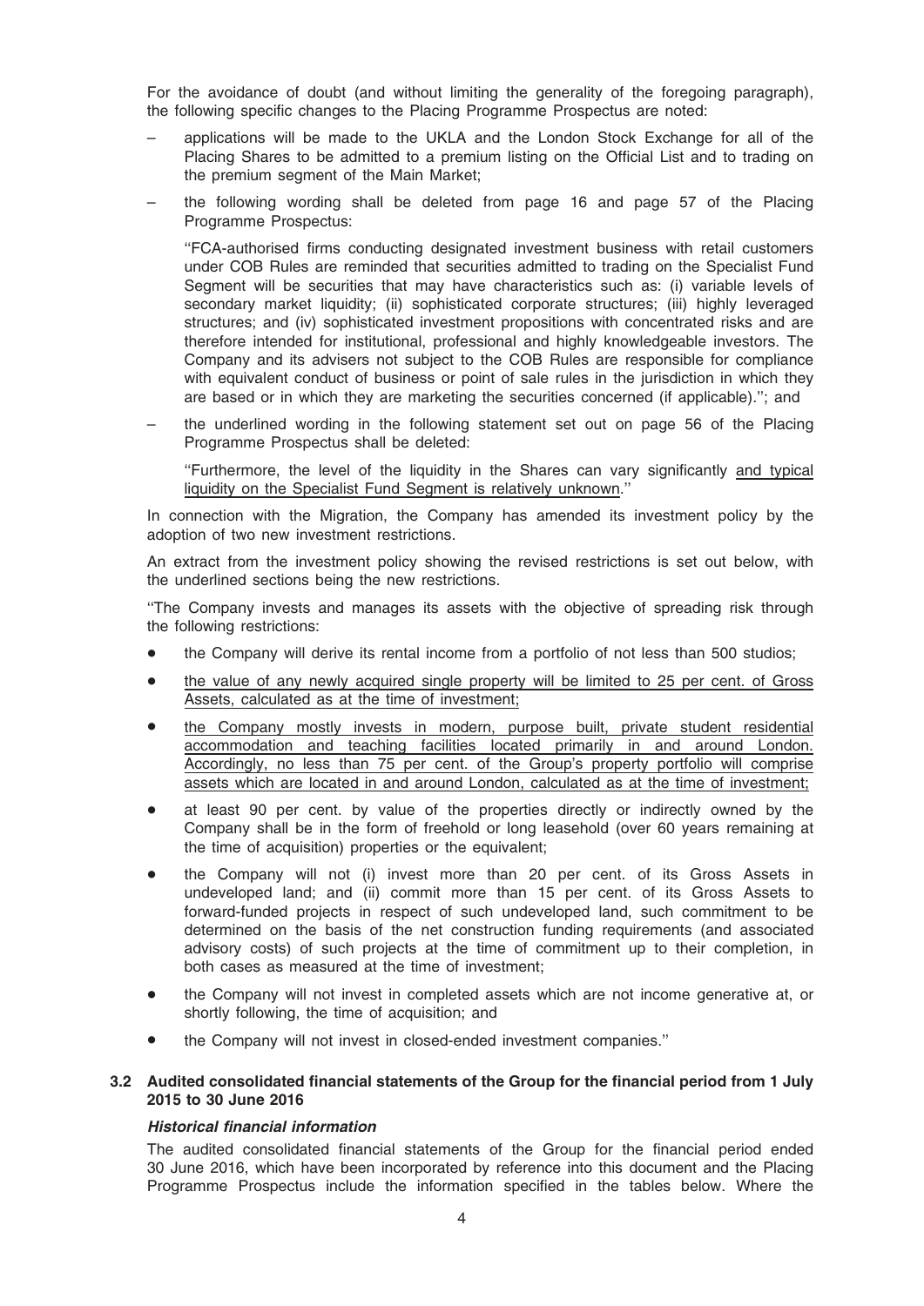For the avoidance of doubt (and without limiting the generality of the foregoing paragraph), the following specific changes to the Placing Programme Prospectus are noted:

- applications will be made to the UKLA and the London Stock Exchange for all of the Placing Shares to be admitted to a premium listing on the Official List and to trading on the premium segment of the Main Market;
- the following wording shall be deleted from page 16 and page 57 of the Placing Programme Prospectus:

  ''FCA-authorised firms conducting designated investment business with retail customers under COB Rules are reminded that securities admitted to trading on the Specialist Fund Segment will be securities that may have characteristics such as: (i) variable levels of secondary market liquidity; (ii) sophisticated corporate structures; (iii) highly leveraged structures; and (iv) sophisticated investment propositions with concentrated risks and are therefore intended for institutional, professional and highly knowledgeable investors. The Company and its advisers not subject to the COB Rules are responsible for compliance with equivalent conduct of business or point of sale rules in the jurisdiction in which they are based or in which they are marketing the securities concerned (if applicable).''; and

- the underlined wording in the following statement set out on page 56 of the Placing Programme Prospectus shall be deleted:

  ''Furthermore, the level of the liquidity in the Shares can vary significantly <u>and typical liquidity on the Specialist Fund Segment is relatively unknown</u>.''

In connection with the Migration, the Company has amended its investment policy by the adoption of two new investment restrictions.

An extract from the investment policy showing the revised restrictions is set out below, with the underlined sections being the new restrictions.

''The Company invests and manages its assets with the objective of spreading risk through the following restrictions:

- the Company will derive its rental income from a portfolio of not less than 500 studios;
- <u>the value of any newly acquired single property will be limited to 25 per cent. of Gross Assets, calculated as at the time of investment;</u>
- <u>the Company mostly invests in modern, purpose built, private student residential accommodation and teaching facilities located primarily in and around London. Accordingly, no less than 75 per cent. of the Group's property portfolio will comprise assets which are located in and around London, calculated as at the time of investment;</u>
- at least 90 per cent. by value of the properties directly or indirectly owned by the Company shall be in the form of freehold or long leasehold (over 60 years remaining at the time of acquisition) properties or the equivalent;
- the Company will not (i) invest more than 20 per cent. of its Gross Assets in undeveloped land; and (ii) commit more than 15 per cent. of its Gross Assets to forward-funded projects in respect of such undeveloped land, such commitment to be determined on the basis of the net construction funding requirements (and associated advisory costs) of such projects at the time of commitment up to their completion, in both cases as measured at the time of investment;
- the Company will not invest in completed assets which are not income generative at, or shortly following, the time of acquisition; and
- the Company will not invest in closed-ended investment companies.''

### 3.2 Audited consolidated financial statements of the Group for the financial period from 1 July 2015 to 30 June 2016

***Historical financial information***

The audited consolidated financial statements of the Group for the financial period ended 30 June 2016, which have been incorporated by reference into this document and the Placing Programme Prospectus include the information specified in the tables below. Where the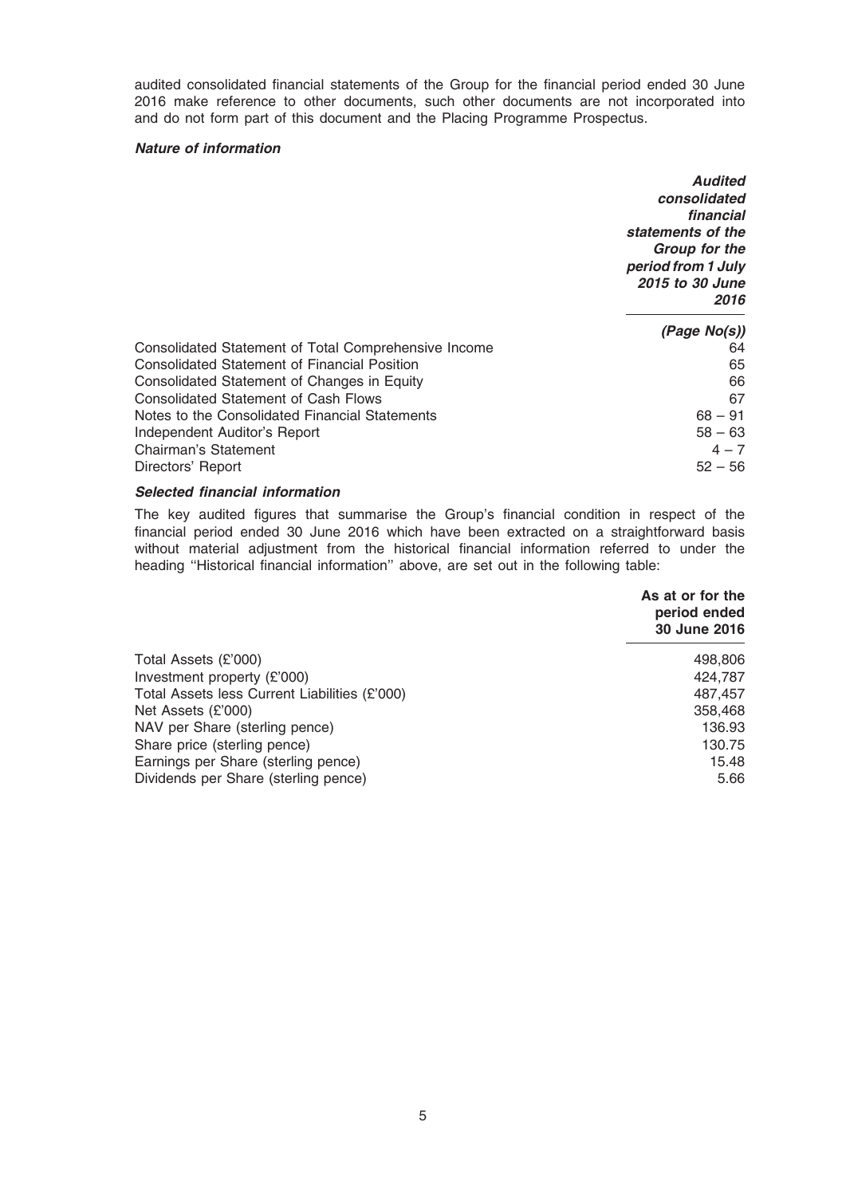audited consolidated financial statements of the Group for the financial period ended 30 June 2016 make reference to other documents, such other documents are not incorporated into and do not form part of this document and the Placing Programme Prospectus.

***Nature of information***

| | *Audited consolidated financial statements of the Group for the period from 1 July 2015 to 30 June 2016* |
|---|---|
| | *(Page No(s))* |
| Consolidated Statement of Total Comprehensive Income | 64 |
| Consolidated Statement of Financial Position | 65 |
| Consolidated Statement of Changes in Equity | 66 |
| Consolidated Statement of Cash Flows | 67 |
| Notes to the Consolidated Financial Statements | 68 – 91 |
| Independent Auditor's Report | 58 – 63 |
| Chairman's Statement | 4 – 7 |
| Directors' Report | 52 – 56 |

***Selected financial information***

The key audited figures that summarise the Group's financial condition in respect of the financial period ended 30 June 2016 which have been extracted on a straightforward basis without material adjustment from the historical financial information referred to under the heading ''Historical financial information'' above, are set out in the following table:

| | **As at or for the period ended 30 June 2016** |
|---|---|
| Total Assets (£'000) | 498,806 |
| Investment property (£'000) | 424,787 |
| Total Assets less Current Liabilities (£'000) | 487,457 |
| Net Assets (£'000) | 358,468 |
| NAV per Share (sterling pence) | 136.93 |
| Share price (sterling pence) | 130.75 |
| Earnings per Share (sterling pence) | 15.48 |
| Dividends per Share (sterling pence) | 5.66 |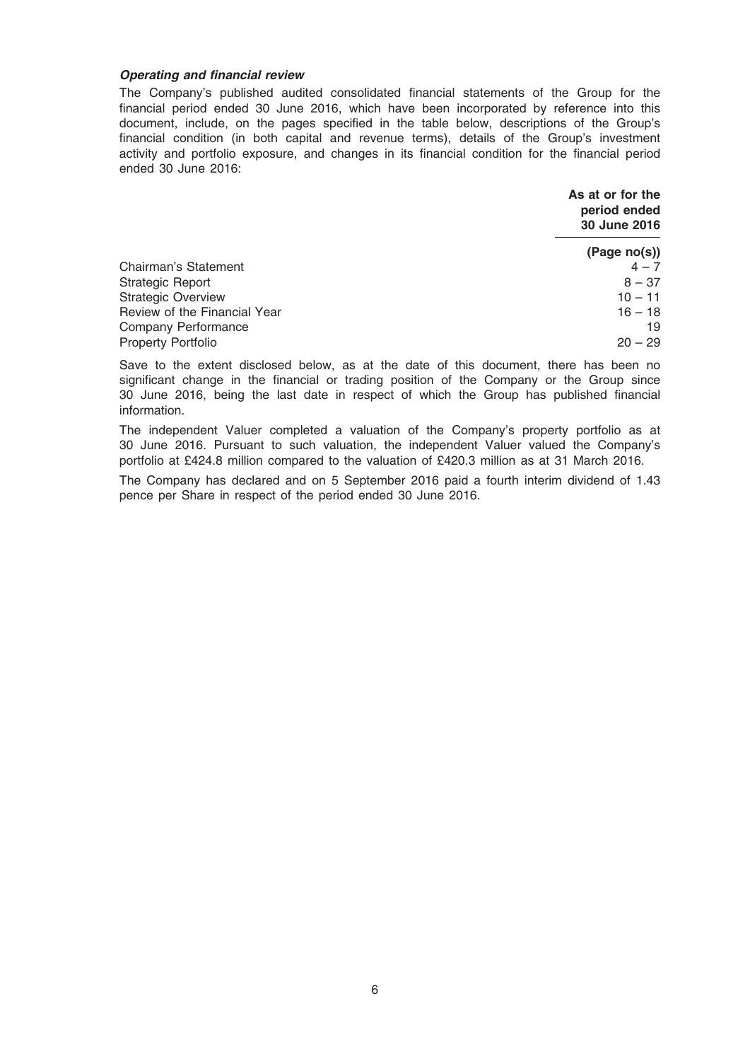***Operating and financial review***

The Company's published audited consolidated financial statements of the Group for the financial period ended 30 June 2016, which have been incorporated by reference into this document, include, on the pages specified in the table below, descriptions of the Group's financial condition (in both capital and revenue terms), details of the Group's investment activity and portfolio exposure, and changes in its financial condition for the financial period ended 30 June 2016:

| | **As at or for the period ended 30 June 2016** |
|---|---|
| | **(Page no(s))** |
| Chairman's Statement | 4 – 7 |
| Strategic Report | 8 – 37 |
| Strategic Overview | 10 – 11 |
| Review of the Financial Year | 16 – 18 |
| Company Performance | 19 |
| Property Portfolio | 20 – 29 |

Save to the extent disclosed below, as at the date of this document, there has been no significant change in the financial or trading position of the Company or the Group since 30 June 2016, being the last date in respect of which the Group has published financial information.

The independent Valuer completed a valuation of the Company's property portfolio as at 30 June 2016. Pursuant to such valuation, the independent Valuer valued the Company's portfolio at £424.8 million compared to the valuation of £420.3 million as at 31 March 2016.

The Company has declared and on 5 September 2016 paid a fourth interim dividend of 1.43 pence per Share in respect of the period ended 30 June 2016.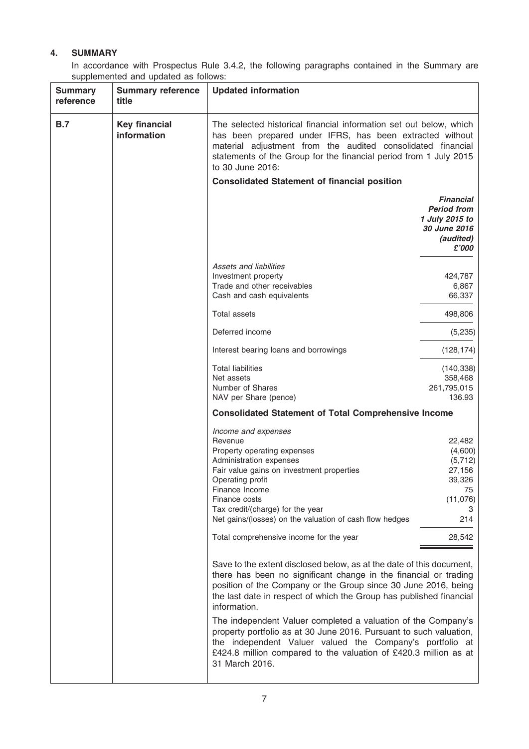## 4. SUMMARY

In accordance with Prospectus Rule 3.4.2, the following paragraphs contained in the Summary are supplemented and updated as follows:

| Summary reference | Summary reference title | Updated information |
|---|---|---|
| **B.7** | **Key financial information** | The selected historical financial information set out below, which has been prepared under IFRS, has been extracted without material adjustment from the audited consolidated financial statements of the Group for the financial period from 1 July 2015 to 30 June 2016: |

**Consolidated Statement of financial position**

| | *Financial Period from 1 July 2015 to 30 June 2016 (audited) £'000* |
|---|---|
| *Assets and liabilities* | |
| Investment property | 424,787 |
| Trade and other receivables | 6,867 |
| Cash and cash equivalents | 66,337 |
| Total assets | 498,806 |
| Deferred income | (5,235) |
| Interest bearing loans and borrowings | (128,174) |
| Total liabilities | (140,338) |
| Net assets | 358,468 |
| Number of Shares | 261,795,015 |
| NAV per Share (pence) | 136.93 |

**Consolidated Statement of Total Comprehensive Income**

| | |
|---|---|
| *Income and expenses* | |
| Revenue | 22,482 |
| Property operating expenses | (4,600) |
| Administration expenses | (5,712) |
| Fair value gains on investment properties | 27,156 |
| Operating profit | 39,326 |
| Finance Income | 75 |
| Finance costs | (11,076) |
| Tax credit/(charge) for the year | 3 |
| Net gains/(losses) on the valuation of cash flow hedges | 214 |
| Total comprehensive income for the year | 28,542 |

Save to the extent disclosed below, as at the date of this document, there has been no significant change in the financial or trading position of the Company or the Group since 30 June 2016, being the last date in respect of which the Group has published financial information.

The independent Valuer completed a valuation of the Company's property portfolio as at 30 June 2016. Pursuant to such valuation, the independent Valuer valued the Company's portfolio at £424.8 million compared to the valuation of £420.3 million as at 31 March 2016.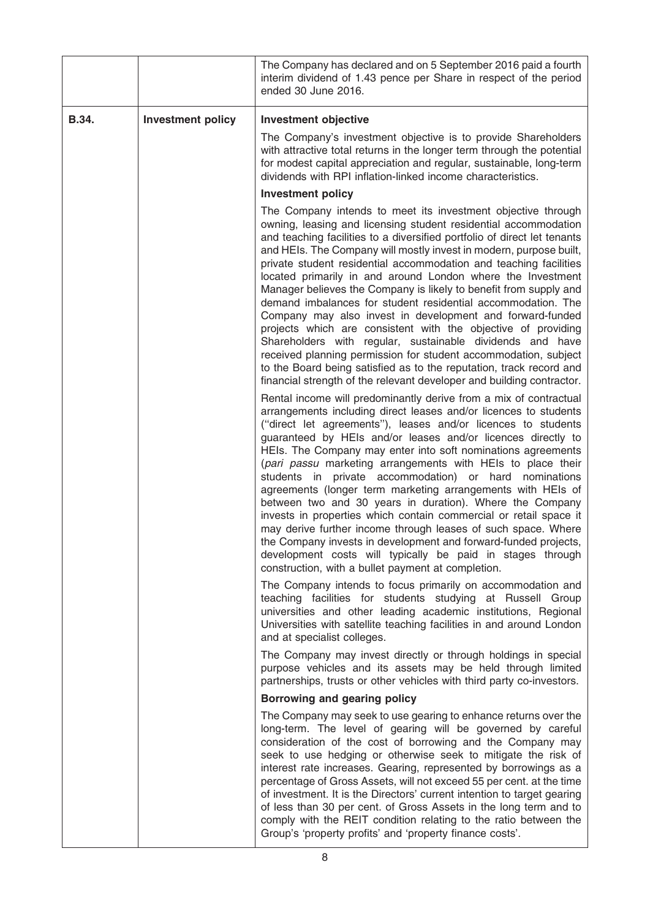| | | |
|---|---|---|
| | | The Company has declared and on 5 September 2016 paid a fourth interim dividend of 1.43 pence per Share in respect of the period ended 30 June 2016. |
| **B.34.** | **Investment policy** | **Investment objective**<br><br>The Company's investment objective is to provide Shareholders with attractive total returns in the longer term through the potential for modest capital appreciation and regular, sustainable, long-term dividends with RPI inflation-linked income characteristics.<br><br>**Investment policy**<br><br>The Company intends to meet its investment objective through owning, leasing and licensing student residential accommodation and teaching facilities to a diversified portfolio of direct let tenants and HEIs. The Company will mostly invest in modern, purpose built, private student residential accommodation and teaching facilities located primarily in and around London where the Investment Manager believes the Company is likely to benefit from supply and demand imbalances for student residential accommodation. The Company may also invest in development and forward-funded projects which are consistent with the objective of providing Shareholders with regular, sustainable dividends and have received planning permission for student accommodation, subject to the Board being satisfied as to the reputation, track record and financial strength of the relevant developer and building contractor.<br><br>Rental income will predominantly derive from a mix of contractual arrangements including direct leases and/or licences to students ("direct let agreements"), leases and/or licences to students guaranteed by HEIs and/or leases and/or licences directly to HEIs. The Company may enter into soft nominations agreements (*pari passu* marketing arrangements with HEIs to place their students in private accommodation) or hard nominations agreements (longer term marketing arrangements with HEIs of between two and 30 years in duration). Where the Company invests in properties which contain commercial or retail space it may derive further income through leases of such space. Where the Company invests in development and forward-funded projects, development costs will typically be paid in stages through construction, with a bullet payment at completion.<br><br>The Company intends to focus primarily on accommodation and teaching facilities for students studying at Russell Group universities and other leading academic institutions, Regional Universities with satellite teaching facilities in and around London and at specialist colleges.<br><br>The Company may invest directly or through holdings in special purpose vehicles and its assets may be held through limited partnerships, trusts or other vehicles with third party co-investors.<br><br>**Borrowing and gearing policy**<br><br>The Company may seek to use gearing to enhance returns over the long-term. The level of gearing will be governed by careful consideration of the cost of borrowing and the Company may seek to use hedging or otherwise seek to mitigate the risk of interest rate increases. Gearing, represented by borrowings as a percentage of Gross Assets, will not exceed 55 per cent. at the time of investment. It is the Directors' current intention to target gearing of less than 30 per cent. of Gross Assets in the long term and to comply with the REIT condition relating to the ratio between the Group's 'property profits' and 'property finance costs'. |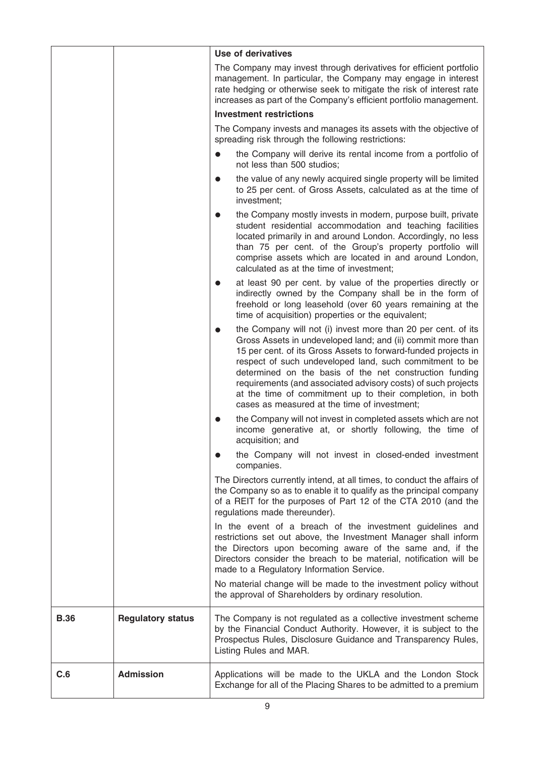| | | **Use of derivatives**<br><br>The Company may invest through derivatives for efficient portfolio management. In particular, the Company may engage in interest rate hedging or otherwise seek to mitigate the risk of interest rate increases as part of the Company's efficient portfolio management.<br><br>**Investment restrictions**<br><br>The Company invests and manages its assets with the objective of spreading risk through the following restrictions:<br><br>● the Company will derive its rental income from a portfolio of not less than 500 studios;<br><br>● the value of any newly acquired single property will be limited to 25 per cent. of Gross Assets, calculated as at the time of investment;<br><br>● the Company mostly invests in modern, purpose built, private student residential accommodation and teaching facilities located primarily in and around London. Accordingly, no less than 75 per cent. of the Group's property portfolio will comprise assets which are located in and around London, calculated as at the time of investment;<br><br>● at least 90 per cent. by value of the properties directly or indirectly owned by the Company shall be in the form of freehold or long leasehold (over 60 years remaining at the time of acquisition) properties or the equivalent;<br><br>● the Company will not (i) invest more than 20 per cent. of its Gross Assets in undeveloped land; and (ii) commit more than 15 per cent. of its Gross Assets to forward-funded projects in respect of such undeveloped land, such commitment to be determined on the basis of the net construction funding requirements (and associated advisory costs) of such projects at the time of commitment up to their completion, in both cases as measured at the time of investment;<br><br>● the Company will not invest in completed assets which are not income generative at, or shortly following, the time of acquisition; and<br><br>● the Company will not invest in closed-ended investment companies.<br><br>The Directors currently intend, at all times, to conduct the affairs of the Company so as to enable it to qualify as the principal company of a REIT for the purposes of Part 12 of the CTA 2010 (and the regulations made thereunder).<br><br>In the event of a breach of the investment guidelines and restrictions set out above, the Investment Manager shall inform the Directors upon becoming aware of the same and, if the Directors consider the breach to be material, notification will be made to a Regulatory Information Service.<br><br>No material change will be made to the investment policy without the approval of Shareholders by ordinary resolution. |
|---|---|---|
| **B.36** | **Regulatory status** | The Company is not regulated as a collective investment scheme by the Financial Conduct Authority. However, it is subject to the Prospectus Rules, Disclosure Guidance and Transparency Rules, Listing Rules and MAR. |
| **C.6** | **Admission** | Applications will be made to the UKLA and the London Stock Exchange for all of the Placing Shares to be admitted to a premium |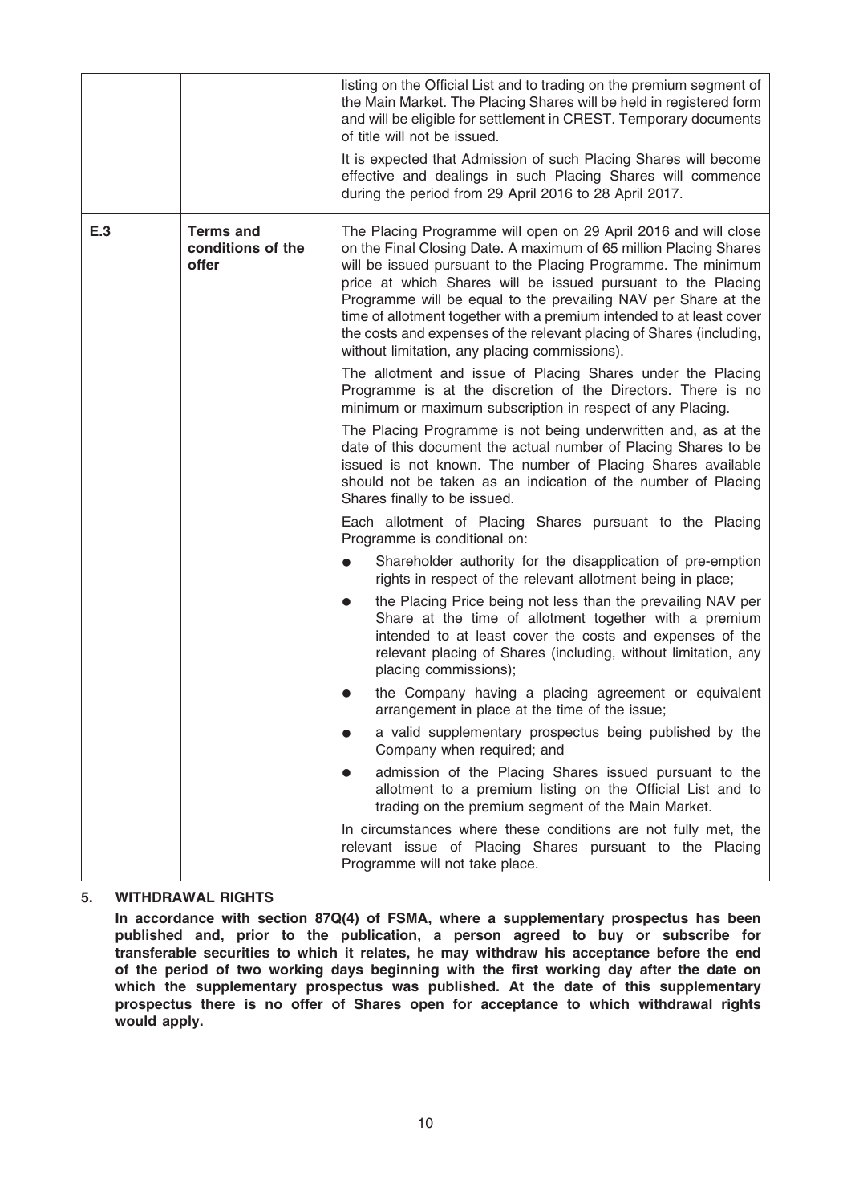| | | |
|---|---|---|
| | | listing on the Official List and to trading on the premium segment of the Main Market. The Placing Shares will be held in registered form and will be eligible for settlement in CREST. Temporary documents of title will not be issued.<br><br>It is expected that Admission of such Placing Shares will become effective and dealings in such Placing Shares will commence during the period from 29 April 2016 to 28 April 2017. |
| **E.3** | **Terms and conditions of the offer** | The Placing Programme will open on 29 April 2016 and will close on the Final Closing Date. A maximum of 65 million Placing Shares will be issued pursuant to the Placing Programme. The minimum price at which Shares will be issued pursuant to the Placing Programme will be equal to the prevailing NAV per Share at the time of allotment together with a premium intended to at least cover the costs and expenses of the relevant placing of Shares (including, without limitation, any placing commissions).<br><br>The allotment and issue of Placing Shares under the Placing Programme is at the discretion of the Directors. There is no minimum or maximum subscription in respect of any Placing.<br><br>The Placing Programme is not being underwritten and, as at the date of this document the actual number of Placing Shares to be issued is not known. The number of Placing Shares available should not be taken as an indication of the number of Placing Shares finally to be issued.<br><br>Each allotment of Placing Shares pursuant to the Placing Programme is conditional on:<br><br>● Shareholder authority for the disapplication of pre-emption rights in respect of the relevant allotment being in place;<br>● the Placing Price being not less than the prevailing NAV per Share at the time of allotment together with a premium intended to at least cover the costs and expenses of the relevant placing of Shares (including, without limitation, any placing commissions);<br>● the Company having a placing agreement or equivalent arrangement in place at the time of the issue;<br>● a valid supplementary prospectus being published by the Company when required; and<br>● admission of the Placing Shares issued pursuant to the allotment to a premium listing on the Official List and to trading on the premium segment of the Main Market.<br><br>In circumstances where these conditions are not fully met, the relevant issue of Placing Shares pursuant to the Placing Programme will not take place. |

## 5. WITHDRAWAL RIGHTS

**In accordance with section 87Q(4) of FSMA, where a supplementary prospectus has been published and, prior to the publication, a person agreed to buy or subscribe for transferable securities to which it relates, he may withdraw his acceptance before the end of the period of two working days beginning with the first working day after the date on which the supplementary prospectus was published. At the date of this supplementary prospectus there is no offer of Shares open for acceptance to which withdrawal rights would apply.**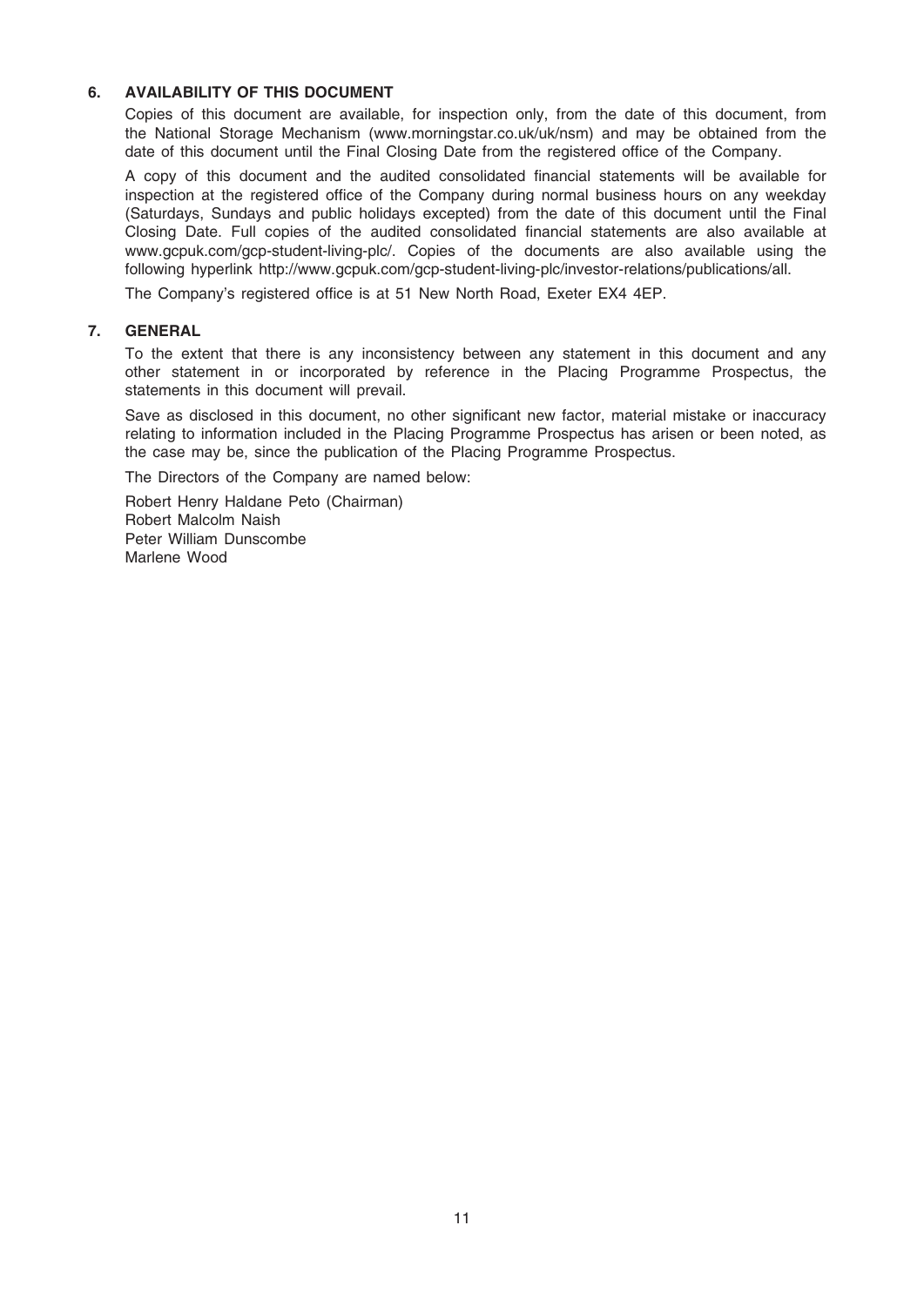## 6. AVAILABILITY OF THIS DOCUMENT

Copies of this document are available, for inspection only, from the date of this document, from the National Storage Mechanism (www.morningstar.co.uk/uk/nsm) and may be obtained from the date of this document until the Final Closing Date from the registered office of the Company.

A copy of this document and the audited consolidated financial statements will be available for inspection at the registered office of the Company during normal business hours on any weekday (Saturdays, Sundays and public holidays excepted) from the date of this document until the Final Closing Date. Full copies of the audited consolidated financial statements are also available at www.gcpuk.com/gcp-student-living-plc/. Copies of the documents are also available using the following hyperlink http://www.gcpuk.com/gcp-student-living-plc/investor-relations/publications/all.

The Company's registered office is at 51 New North Road, Exeter EX4 4EP.

## 7. GENERAL

To the extent that there is any inconsistency between any statement in this document and any other statement in or incorporated by reference in the Placing Programme Prospectus, the statements in this document will prevail.

Save as disclosed in this document, no other significant new factor, material mistake or inaccuracy relating to information included in the Placing Programme Prospectus has arisen or been noted, as the case may be, since the publication of the Placing Programme Prospectus.

The Directors of the Company are named below:

Robert Henry Haldane Peto (Chairman)
Robert Malcolm Naish
Peter William Dunscombe
Marlene Wood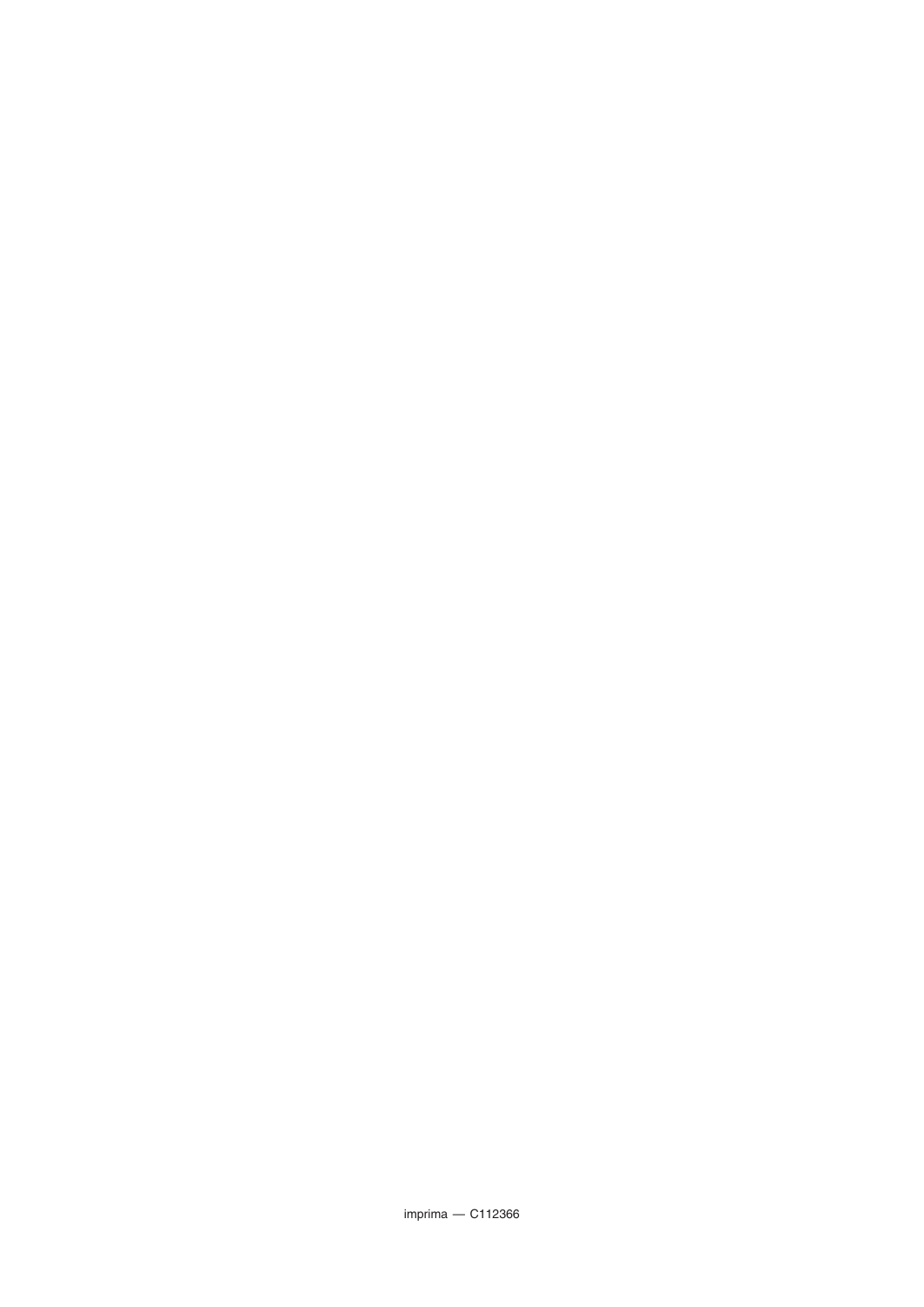imprima — C112366